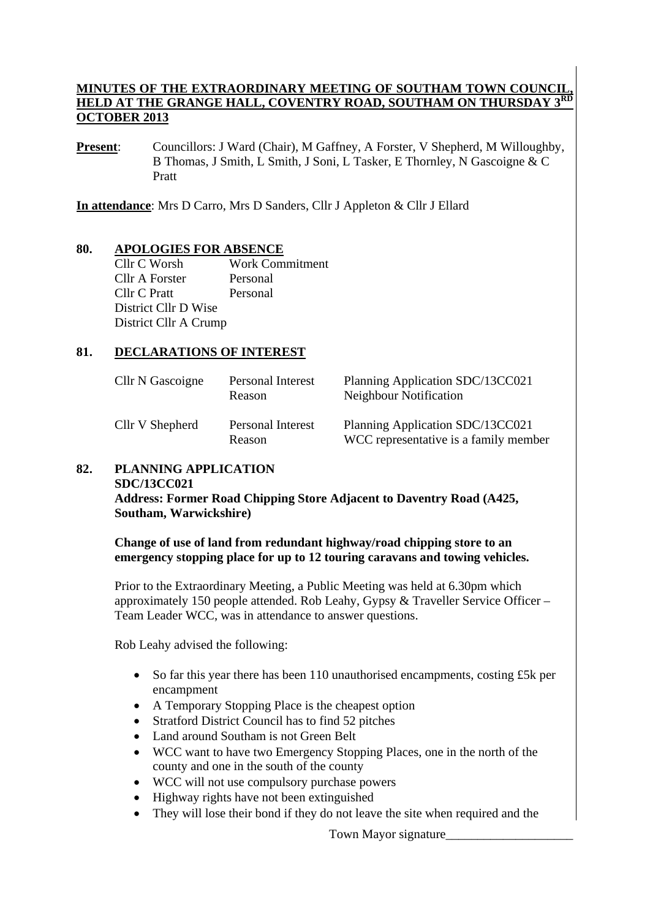**MINUTES OF THE EXTRAORDINARY MEETING OF SOUTHAM TOWN COUNCIL, HELD AT THE GRANGE HALL, COVENTRY ROAD, SOUTHAM ON THURSDAY 3RD OCTOBER 2013**

**Present**: Councillors: J Ward (Chair), M Gaffney, A Forster, V Shepherd, M Willoughby, B Thomas, J Smith, L Smith, J Soni, L Tasker, E Thornley, N Gascoigne & C Pratt

**In attendance**: Mrs D Carro, Mrs D Sanders, Cllr J Appleton & Cllr J Ellard

## 80. APOLOGIES FOR ABSENCE

| | |
|---|---|
| Cllr C Worsh | Work Commitment |
| Cllr A Forster | Personal |
| Cllr C Pratt | Personal |
| District Cllr D Wise | |
| District Cllr A Crump | |

## 81. DECLARATIONS OF INTEREST

| | | |
|---|---|---|
| Cllr N Gascoigne | Personal Interest<br>Reason | Planning Application SDC/13CC021<br>Neighbour Notification |
| Cllr V Shepherd | Personal Interest<br>Reason | Planning Application SDC/13CC021<br>WCC representative is a family member |

## 82. PLANNING APPLICATION

**SDC/13CC021**

**Address: Former Road Chipping Store Adjacent to Daventry Road (A425, Southam, Warwickshire)**

**Change of use of land from redundant highway/road chipping store to an emergency stopping place for up to 12 touring caravans and towing vehicles.**

Prior to the Extraordinary Meeting, a Public Meeting was held at 6.30pm which approximately 150 people attended. Rob Leahy, Gypsy & Traveller Service Officer – Team Leader WCC, was in attendance to answer questions.

Rob Leahy advised the following:

- So far this year there has been 110 unauthorised encampments, costing £5k per encampment
- A Temporary Stopping Place is the cheapest option
- Stratford District Council has to find 52 pitches
- Land around Southam is not Green Belt
- WCC want to have two Emergency Stopping Places, one in the north of the county and one in the south of the county
- WCC will not use compulsory purchase powers
- Highway rights have not been extinguished
- They will lose their bond if they do not leave the site when required and the

Town Mayor signature____________________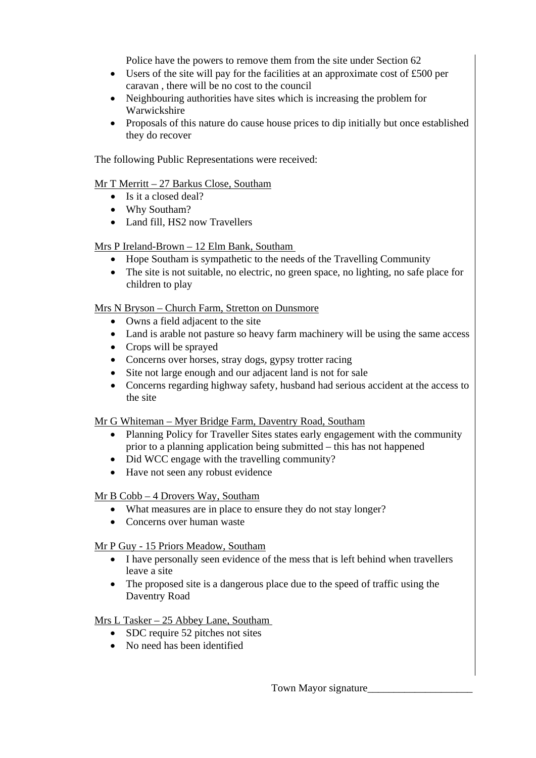Police have the powers to remove them from the site under Section 62

- Users of the site will pay for the facilities at an approximate cost of £500 per caravan , there will be no cost to the council
- Neighbouring authorities have sites which is increasing the problem for Warwickshire
- Proposals of this nature do cause house prices to dip initially but once established they do recover

The following Public Representations were received:

Mr T Merritt – 27 Barkus Close, Southam

- Is it a closed deal?
- Why Southam?
- Land fill, HS2 now Travellers

Mrs P Ireland-Brown – 12 Elm Bank, Southam

- Hope Southam is sympathetic to the needs of the Travelling Community
- The site is not suitable, no electric, no green space, no lighting, no safe place for children to play

Mrs N Bryson – Church Farm, Stretton on Dunsmore

- Owns a field adjacent to the site
- Land is arable not pasture so heavy farm machinery will be using the same access
- Crops will be sprayed
- Concerns over horses, stray dogs, gypsy trotter racing
- Site not large enough and our adjacent land is not for sale
- Concerns regarding highway safety, husband had serious accident at the access to the site

Mr G Whiteman – Myer Bridge Farm, Daventry Road, Southam

- Planning Policy for Traveller Sites states early engagement with the community prior to a planning application being submitted – this has not happened
- Did WCC engage with the travelling community?
- Have not seen any robust evidence

Mr B Cobb – 4 Drovers Way, Southam

- What measures are in place to ensure they do not stay longer?
- Concerns over human waste

Mr P Guy - 15 Priors Meadow, Southam

- I have personally seen evidence of the mess that is left behind when travellers leave a site
- The proposed site is a dangerous place due to the speed of traffic using the Daventry Road

Mrs L Tasker – 25 Abbey Lane, Southam

- SDC require 52 pitches not sites
- No need has been identified

Town Mayor signature____________________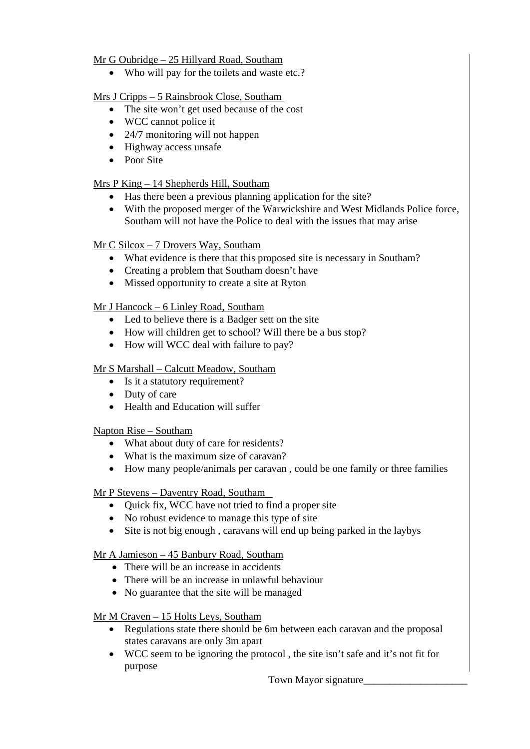Mr G Oubridge – 25 Hillyard Road, Southam

- Who will pay for the toilets and waste etc.?

Mrs J Cripps – 5 Rainsbrook Close, Southam

- The site won't get used because of the cost
- WCC cannot police it
- 24/7 monitoring will not happen
- Highway access unsafe
- Poor Site

Mrs P King – 14 Shepherds Hill, Southam

- Has there been a previous planning application for the site?
- With the proposed merger of the Warwickshire and West Midlands Police force, Southam will not have the Police to deal with the issues that may arise

Mr C Silcox – 7 Drovers Way, Southam

- What evidence is there that this proposed site is necessary in Southam?
- Creating a problem that Southam doesn't have
- Missed opportunity to create a site at Ryton

Mr J Hancock – 6 Linley Road, Southam

- Led to believe there is a Badger sett on the site
- How will children get to school? Will there be a bus stop?
- How will WCC deal with failure to pay?

Mr S Marshall – Calcutt Meadow, Southam

- Is it a statutory requirement?
- Duty of care
- Health and Education will suffer

Napton Rise – Southam

- What about duty of care for residents?
- What is the maximum size of caravan?
- How many people/animals per caravan , could be one family or three families

Mr P Stevens – Daventry Road, Southam

- Quick fix, WCC have not tried to find a proper site
- No robust evidence to manage this type of site
- Site is not big enough , caravans will end up being parked in the laybys

Mr A Jamieson – 45 Banbury Road, Southam

- There will be an increase in accidents
- There will be an increase in unlawful behaviour
- No guarantee that the site will be managed

Mr M Craven – 15 Holts Leys, Southam

- Regulations state there should be 6m between each caravan and the proposal states caravans are only 3m apart
- WCC seem to be ignoring the protocol , the site isn't safe and it's not fit for purpose

Town Mayor signature____________________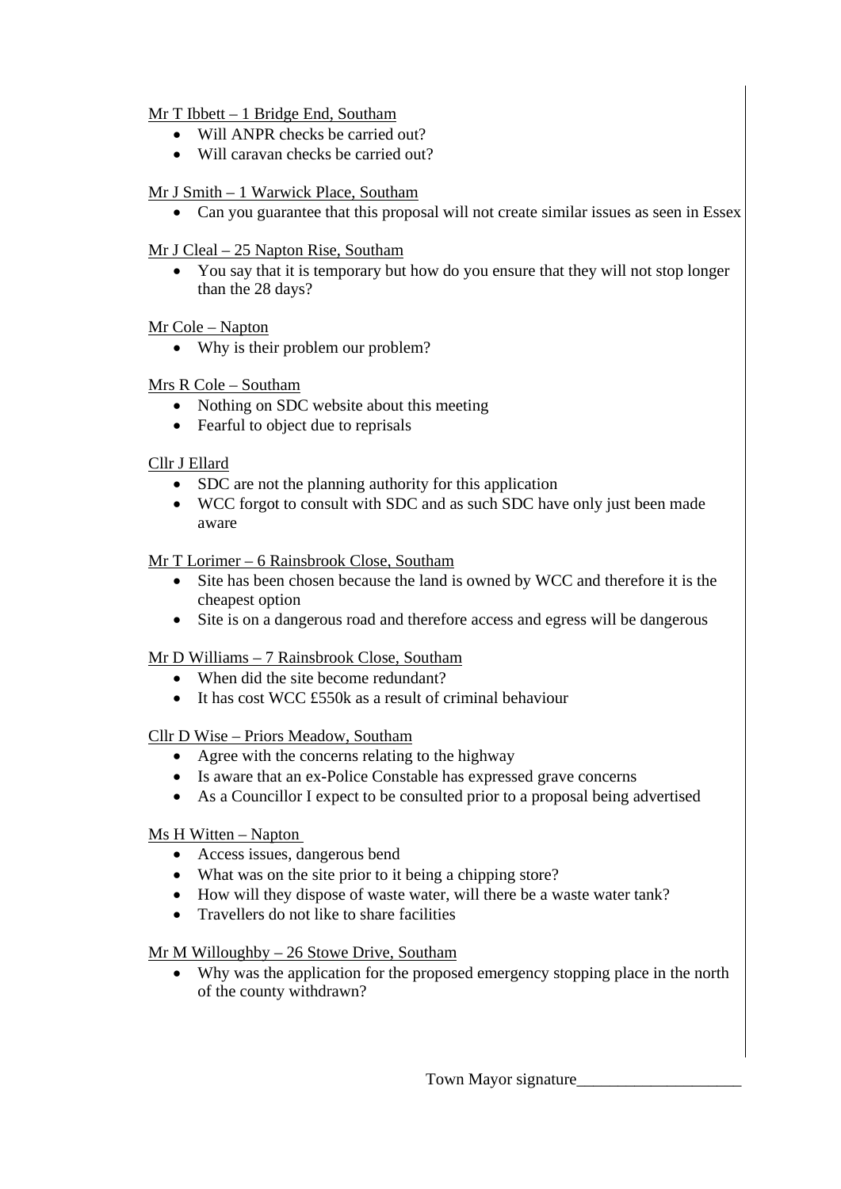<u>Mr T Ibbett – 1 Bridge End, Southam</u>

- Will ANPR checks be carried out?
- Will caravan checks be carried out?

<u>Mr J Smith – 1 Warwick Place, Southam</u>

- Can you guarantee that this proposal will not create similar issues as seen in Essex

<u>Mr J Cleal – 25 Napton Rise, Southam</u>

- You say that it is temporary but how do you ensure that they will not stop longer than the 28 days?

<u>Mr Cole – Napton</u>

- Why is their problem our problem?

<u>Mrs R Cole – Southam</u>

- Nothing on SDC website about this meeting
- Fearful to object due to reprisals

<u>Cllr J Ellard</u>

- SDC are not the planning authority for this application
- WCC forgot to consult with SDC and as such SDC have only just been made aware

<u>Mr T Lorimer – 6 Rainsbrook Close, Southam</u>

- Site has been chosen because the land is owned by WCC and therefore it is the cheapest option
- Site is on a dangerous road and therefore access and egress will be dangerous

<u>Mr D Williams – 7 Rainsbrook Close, Southam</u>

- When did the site become redundant?
- It has cost WCC £550k as a result of criminal behaviour

<u>Cllr D Wise – Priors Meadow, Southam</u>

- Agree with the concerns relating to the highway
- Is aware that an ex-Police Constable has expressed grave concerns
- As a Councillor I expect to be consulted prior to a proposal being advertised

<u>Ms H Witten – Napton</u>

- Access issues, dangerous bend
- What was on the site prior to it being a chipping store?
- How will they dispose of waste water, will there be a waste water tank?
- Travellers do not like to share facilities

<u>Mr M Willoughby – 26 Stowe Drive, Southam</u>

- Why was the application for the proposed emergency stopping place in the north of the county withdrawn?

Town Mayor signature____________________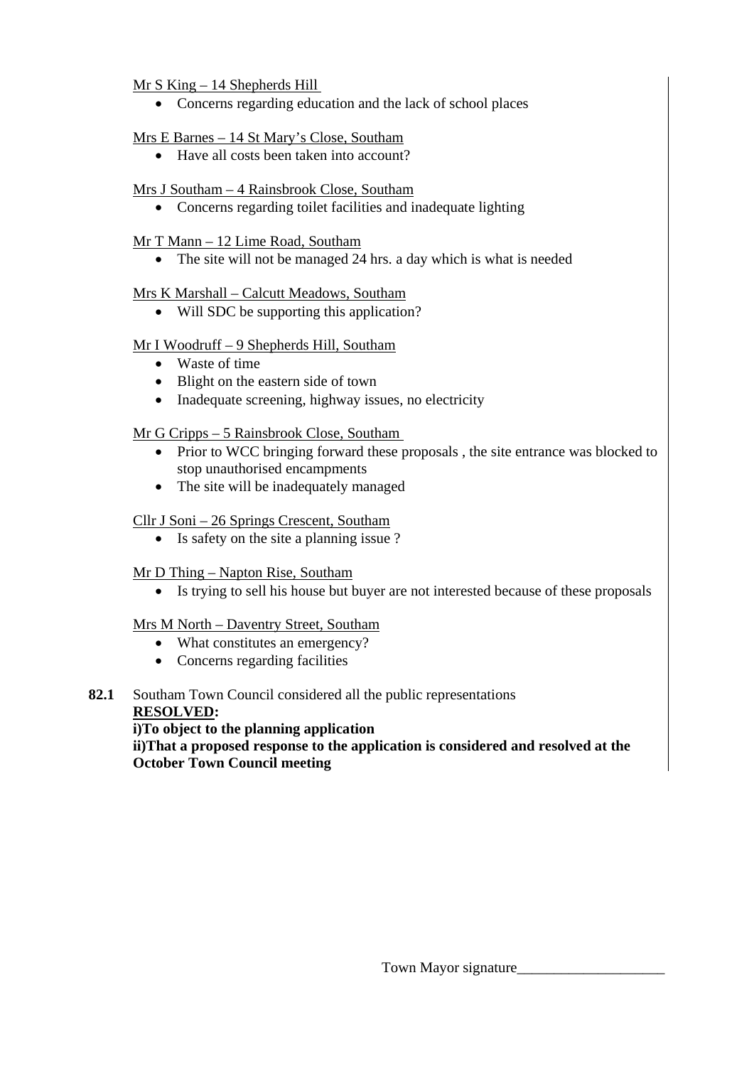Mr S King – 14 Shepherds Hill

- Concerns regarding education and the lack of school places

Mrs E Barnes – 14 St Mary's Close, Southam

- Have all costs been taken into account?

Mrs J Southam – 4 Rainsbrook Close, Southam

- Concerns regarding toilet facilities and inadequate lighting

Mr T Mann – 12 Lime Road, Southam

- The site will not be managed 24 hrs. a day which is what is needed

Mrs K Marshall – Calcutt Meadows, Southam

- Will SDC be supporting this application?

Mr I Woodruff – 9 Shepherds Hill, Southam

- Waste of time
- Blight on the eastern side of town
- Inadequate screening, highway issues, no electricity

Mr G Cripps – 5 Rainsbrook Close, Southam

- Prior to WCC bringing forward these proposals , the site entrance was blocked to stop unauthorised encampments
- The site will be inadequately managed

Cllr J Soni – 26 Springs Crescent, Southam

- Is safety on the site a planning issue ?

Mr D Thing – Napton Rise, Southam

- Is trying to sell his house but buyer are not interested because of these proposals

Mrs M North – Daventry Street, Southam

- What constitutes an emergency?
- Concerns regarding facilities

**82.1** Southam Town Council considered all the public representations

**RESOLVED:**

**i)To object to the planning application**

**ii)That a proposed response to the application is considered and resolved at the October Town Council meeting**

Town Mayor signature____________________